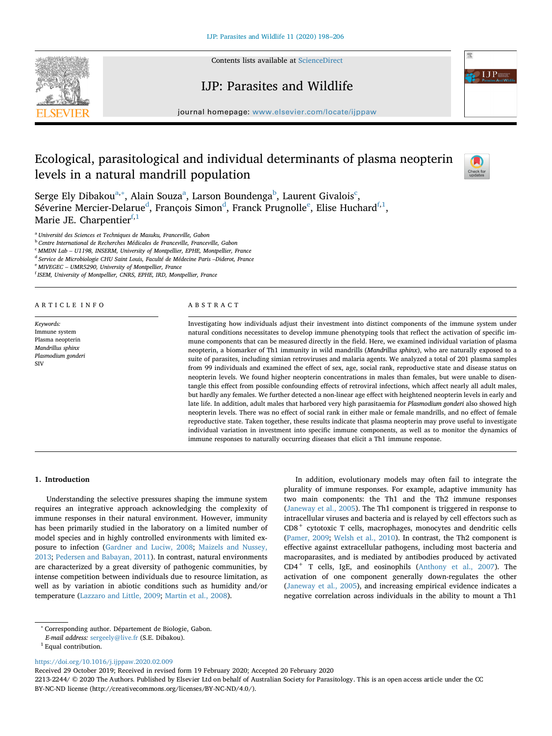# Ecological, parasitological and individual determinants of plasma neopterin levels in a natural mandrill population

Serge Ely Dibakou[a,*], Alain Souza[a], Larson Boundenga[b], Laurent Givalois[c], Séverine Mercier-Delarue[d], François Simon[d], Franck Prugnolle[e], Elise Huchard[f,1], Marie JE. Charpentier[f,1]

[a] Université des Sciences et Techniques de Masuku, Franceville, Gabon
[b] Centre International de Recherches Médicales de Franceville, Franceville, Gabon
[c] MMDN Lab – U1198, INSERM, University of Montpellier, EPHE, Montpellier, France
[d] Service de Microbiologie CHU Saint Louis, Faculté de Médecine Paris –Diderot, France
[e] MIVEGEC – UMR5290, University of Montpellier, France
[f] ISEM, University of Montpellier, CNRS, EPHE, IRD, Montpellier, France

## ARTICLE INFO

*Keywords:*
Immune system
Plasma neopterin
*Mandrillus sphinx*
*Plasmodium gonderi*
SIV

## ABSTRACT

Investigating how individuals adjust their investment into distinct components of the immune system under natural conditions necessitates to develop immune phenotyping tools that reflect the activation of specific immune components that can be measured directly in the field. Here, we examined individual variation of plasma neopterin, a biomarker of Th1 immunity in wild mandrills (*Mandrillus sphinx*), who are naturally exposed to a suite of parasites, including simian retroviruses and malaria agents. We analyzed a total of 201 plasma samples from 99 individuals and examined the effect of sex, age, social rank, reproductive state and disease status on neopterin levels. We found higher neopterin concentrations in males than females, but were unable to disentangle this effect from possible confounding effects of retroviral infections, which affect nearly all adult males, but hardly any females. We further detected a non-linear age effect with heightened neopterin levels in early and late life. In addition, adult males that harbored very high parasitaemia for *Plasmodium gonderi* also showed high neopterin levels. There was no effect of social rank in either male or female mandrills, and no effect of female reproductive state. Taken together, these results indicate that plasma neopterin may prove useful to investigate individual variation in investment into specific immune components, as well as to monitor the dynamics of immune responses to naturally occurring diseases that elicit a Th1 immune response.

## 1. Introduction

Understanding the selective pressures shaping the immune system requires an integrative approach acknowledging the complexity of immune responses in their natural environment. However, immunity has been primarily studied in the laboratory on a limited number of model species and in highly controlled environments with limited exposure to infection (Gardner and Luciw, 2008; Maizels and Nussey, 2013; Pedersen and Babayan, 2011). In contrast, natural environments are characterized by a great diversity of pathogenic communities, by intense competition between individuals due to resource limitation, as well as by variation in abiotic conditions such as humidity and/or temperature (Lazzaro and Little, 2009; Martin et al., 2008).

In addition, evolutionary models may often fail to integrate the plurality of immune responses. For example, adaptive immunity has two main components: the Th1 and the Th2 immune responses (Janeway et al., 2005). The Th1 component is triggered in response to intracellular viruses and bacteria and is relayed by cell effectors such as $CD8^+$ cytotoxic T cells, macrophages, monocytes and dendritic cells (Pamer, 2009; Welsh et al., 2010). In contrast, the Th2 component is effective against extracellular pathogens, including most bacteria and macroparasites, and is mediated by antibodies produced by activated $CD4^+$ T cells, IgE, and eosinophils (Anthony et al., 2007). The activation of one component generally down-regulates the other (Janeway et al., 2005), and increasing empirical evidence indicates a negative correlation across individuals in the ability to mount a Th1

* Corresponding author. Département de Biologie, Gabon.
*E-mail address:* sergeely@live.fr (S.E. Dibakou).
[1] Equal contribution.

https://doi.org/10.1016/j.ijppaw.2020.02.009
Received 29 October 2019; Received in revised form 19 February 2020; Accepted 20 February 2020
2213-2244/ © 2020 The Authors. Published by Elsevier Ltd on behalf of Australian Society for Parasitology. This is an open access article under the CC BY-NC-ND license (http://creativecommons.org/licenses/BY-NC-ND/4.0/).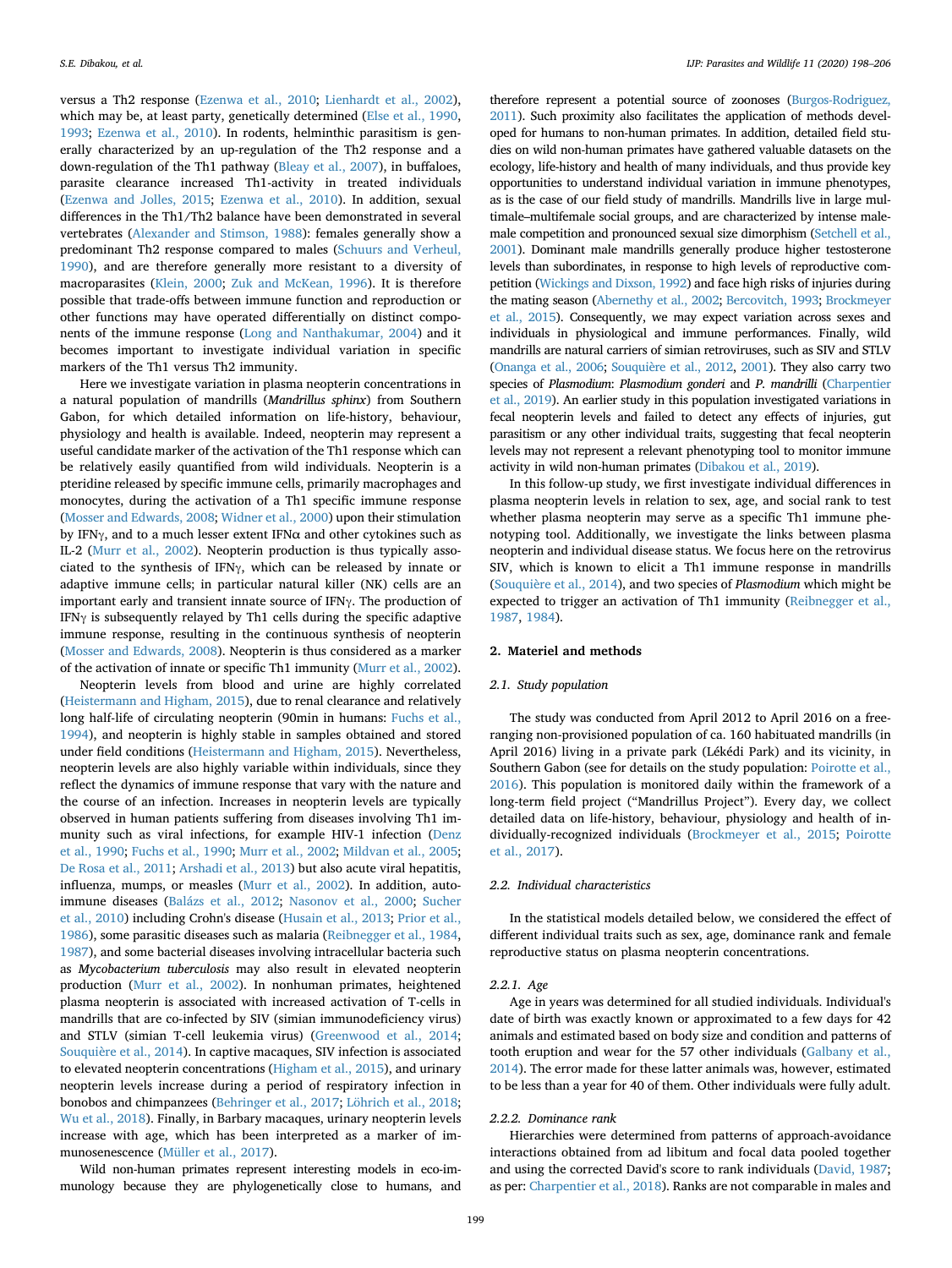versus a Th2 response (Ezenwa et al., 2010; Lienhardt et al., 2002), which may be, at least party, genetically determined (Else et al., 1990, 1993; Ezenwa et al., 2010). In rodents, helminthic parasitism is generally characterized by an up-regulation of the Th2 response and a down-regulation of the Th1 pathway (Bleay et al., 2007), in buffaloes, parasite clearance increased Th1-activity in treated individuals (Ezenwa and Jolles, 2015; Ezenwa et al., 2010). In addition, sexual differences in the Th1/Th2 balance have been demonstrated in several vertebrates (Alexander and Stimson, 1988): females generally show a predominant Th2 response compared to males (Schuurs and Verheul, 1990), and are therefore generally more resistant to a diversity of macroparasites (Klein, 2000; Zuk and McKean, 1996). It is therefore possible that trade-offs between immune function and reproduction or other functions may have operated differentially on distinct components of the immune response (Long and Nanthakumar, 2004) and it becomes important to investigate individual variation in specific markers of the Th1 versus Th2 immunity.

Here we investigate variation in plasma neopterin concentrations in a natural population of mandrills (*Mandrillus sphinx*) from Southern Gabon, for which detailed information on life-history, behaviour, physiology and health is available. Indeed, neopterin may represent a useful candidate marker of the activation of the Th1 response which can be relatively easily quantified from wild individuals. Neopterin is a pteridine released by specific immune cells, primarily macrophages and monocytes, during the activation of a Th1 specific immune response (Mosser and Edwards, 2008; Widner et al., 2000) upon their stimulation by IFNγ, and to a much lesser extent IFNα and other cytokines such as IL-2 (Murr et al., 2002). Neopterin production is thus typically associated to the synthesis of IFNγ, which can be released by innate or adaptive immune cells; in particular natural killer (NK) cells are an important early and transient innate source of IFNγ. The production of IFNγ is subsequently relayed by Th1 cells during the specific adaptive immune response, resulting in the continuous synthesis of neopterin (Mosser and Edwards, 2008). Neopterin is thus considered as a marker of the activation of innate or specific Th1 immunity (Murr et al., 2002).

Neopterin levels from blood and urine are highly correlated (Heistermann and Higham, 2015), due to renal clearance and relatively long half-life of circulating neopterin (90min in humans: Fuchs et al., 1994), and neopterin is highly stable in samples obtained and stored under field conditions (Heistermann and Higham, 2015). Nevertheless, neopterin levels are also highly variable within individuals, since they reflect the dynamics of immune response that vary with the nature and the course of an infection. Increases in neopterin levels are typically observed in human patients suffering from diseases involving Th1 immunity such as viral infections, for example HIV-1 infection (Denz et al., 1990; Fuchs et al., 1990; Murr et al., 2002; Mildvan et al., 2005; De Rosa et al., 2011; Arshadi et al., 2013) but also acute viral hepatitis, influenza, mumps, or measles (Murr et al., 2002). In addition, autoimmune diseases (Balázs et al., 2012; Nasonov et al., 2000; Sucher et al., 2010) including Crohn's disease (Husain et al., 2013; Prior et al., 1986), some parasitic diseases such as malaria (Reibnegger et al., 1984, 1987), and some bacterial diseases involving intracellular bacteria such as *Mycobacterium tuberculosis* may also result in elevated neopterin production (Murr et al., 2002). In nonhuman primates, heightened plasma neopterin is associated with increased activation of T-cells in mandrills that are co-infected by SIV (simian immunodeficiency virus) and STLV (simian T-cell leukemia virus) (Greenwood et al., 2014; Souquière et al., 2014). In captive macaques, SIV infection is associated to elevated neopterin concentrations (Higham et al., 2015), and urinary neopterin levels increase during a period of respiratory infection in bonobos and chimpanzees (Behringer et al., 2017; Löhrich et al., 2018; Wu et al., 2018). Finally, in Barbary macaques, urinary neopterin levels increase with age, which has been interpreted as a marker of immunosenescence (Müller et al., 2017).

Wild non-human primates represent interesting models in eco-immunology because they are phylogenetically close to humans, and therefore represent a potential source of zoonoses (Burgos-Rodriguez, 2011). Such proximity also facilitates the application of methods developed for humans to non-human primates. In addition, detailed field studies on wild non-human primates have gathered valuable datasets on the ecology, life-history and health of many individuals, and thus provide key opportunities to understand individual variation in immune phenotypes, as is the case of our field study of mandrills. Mandrills live in large multimale–multifemale social groups, and are characterized by intense male-male competition and pronounced sexual size dimorphism (Setchell et al., 2001). Dominant male mandrills generally produce higher testosterone levels than subordinates, in response to high levels of reproductive competition (Wickings and Dixson, 1992) and face high risks of injuries during the mating season (Abernethy et al., 2002; Bercovitch, 1993; Brockmeyer et al., 2015). Consequently, we may expect variation across sexes and individuals in physiological and immune performances. Finally, wild mandrills are natural carriers of simian retroviruses, such as SIV and STLV (Onanga et al., 2006; Souquière et al., 2012, 2001). They also carry two species of *Plasmodium*: *Plasmodium gonderi* and *P. mandrilli* (Charpentier et al., 2019). An earlier study in this population investigated variations in fecal neopterin levels and failed to detect any effects of injuries, gut parasitism or any other individual traits, suggesting that fecal neopterin levels may not represent a relevant phenotyping tool to monitor immune activity in wild non-human primates (Dibakou et al., 2019).

In this follow-up study, we first investigate individual differences in plasma neopterin levels in relation to sex, age, and social rank to test whether plasma neopterin may serve as a specific Th1 immune phenotyping tool. Additionally, we investigate the links between plasma neopterin and individual disease status. We focus here on the retrovirus SIV, which is known to elicit a Th1 immune response in mandrills (Souquière et al., 2014), and two species of *Plasmodium* which might be expected to trigger an activation of Th1 immunity (Reibnegger et al., 1987, 1984).

## 2. Materiel and methods

### 2.1. Study population

The study was conducted from April 2012 to April 2016 on a free-ranging non-provisioned population of ca. 160 habituated mandrills (in April 2016) living in a private park (Lékédi Park) and its vicinity, in Southern Gabon (see for details on the study population: Poirotte et al., 2016). This population is monitored daily within the framework of a long-term field project ("Mandrillus Project"). Every day, we collect detailed data on life-history, behaviour, physiology and health of individually-recognized individuals (Brockmeyer et al., 2015; Poirotte et al., 2017).

### 2.2. Individual characteristics

In the statistical models detailed below, we considered the effect of different individual traits such as sex, age, dominance rank and female reproductive status on plasma neopterin concentrations.

#### 2.2.1. Age

Age in years was determined for all studied individuals. Individual's date of birth was exactly known or approximated to a few days for 42 animals and estimated based on body size and condition and patterns of tooth eruption and wear for the 57 other individuals (Galbany et al., 2014). The error made for these latter animals was, however, estimated to be less than a year for 40 of them. Other individuals were fully adult.

#### 2.2.2. Dominance rank

Hierarchies were determined from patterns of approach-avoidance interactions obtained from ad libitum and focal data pooled together and using the corrected David's score to rank individuals (David, 1987; as per: Charpentier et al., 2018). Ranks are not comparable in males and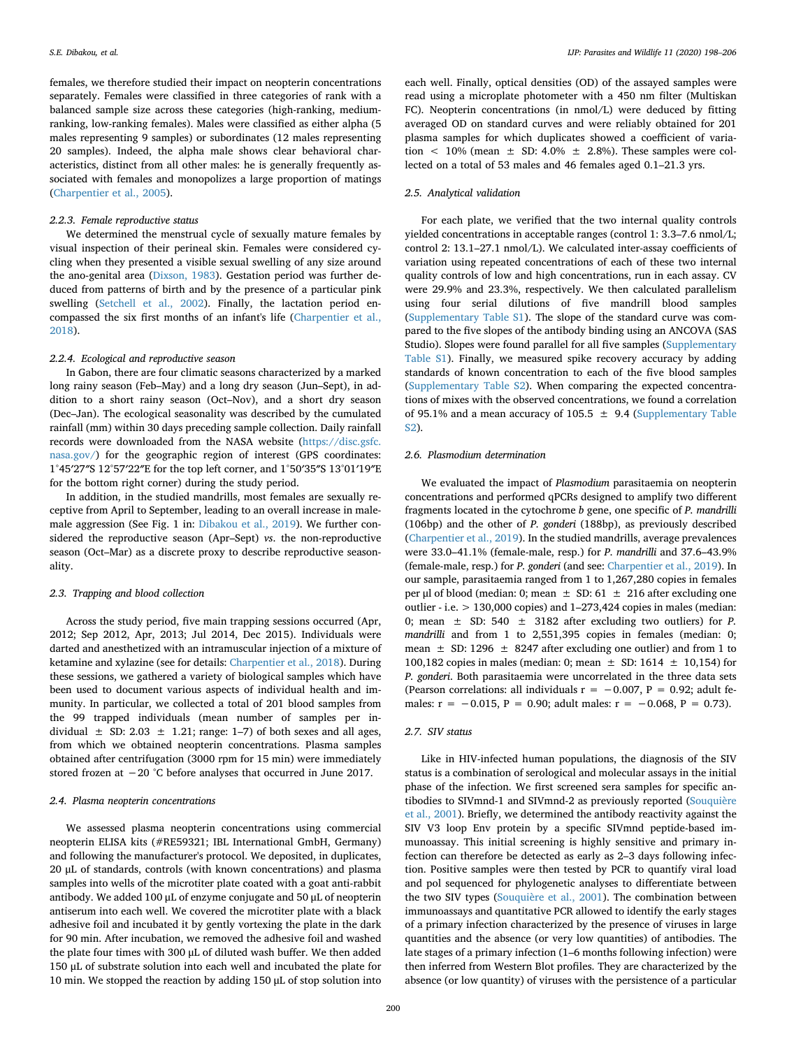females, we therefore studied their impact on neopterin concentrations separately. Females were classified in three categories of rank with a balanced sample size across these categories (high-ranking, medium-ranking, low-ranking females). Males were classified as either alpha (5 males representing 9 samples) or subordinates (12 males representing 20 samples). Indeed, the alpha male shows clear behavioral characteristics, distinct from all other males: he is generally frequently associated with females and monopolizes a large proportion of matings (Charpentier et al., 2005).

#### 2.2.3. Female reproductive status

We determined the menstrual cycle of sexually mature females by visual inspection of their perineal skin. Females were considered cycling when they presented a visible sexual swelling of any size around the ano-genital area (Dixson, 1983). Gestation period was further deduced from patterns of birth and by the presence of a particular pink swelling (Setchell et al., 2002). Finally, the lactation period encompassed the six first months of an infant's life (Charpentier et al., 2018).

#### 2.2.4. Ecological and reproductive season

In Gabon, there are four climatic seasons characterized by a marked long rainy season (Feb–May) and a long dry season (Jun–Sept), in addition to a short rainy season (Oct–Nov), and a short dry season (Dec–Jan). The ecological seasonality was described by the cumulated rainfall (mm) within 30 days preceding sample collection. Daily rainfall records were downloaded from the NASA website (https://disc.gsfc.nasa.gov/) for the geographic region of interest (GPS coordinates: 1°45′27″S 12°57′22″E for the top left corner, and 1°50′35″S 13°01′19″E for the bottom right corner) during the study period.

In addition, in the studied mandrills, most females are sexually receptive from April to September, leading to an overall increase in male-male aggression (See Fig. 1 in: Dibakou et al., 2019). We further considered the reproductive season (Apr–Sept) *vs*. the non-reproductive season (Oct–Mar) as a discrete proxy to describe reproductive seasonality.

### 2.3. Trapping and blood collection

Across the study period, five main trapping sessions occurred (Apr, 2012; Sep 2012, Apr, 2013; Jul 2014, Dec 2015). Individuals were darted and anesthetized with an intramuscular injection of a mixture of ketamine and xylazine (see for details: Charpentier et al., 2018). During these sessions, we gathered a variety of biological samples which have been used to document various aspects of individual health and immunity. In particular, we collected a total of 201 blood samples from the 99 trapped individuals (mean number of samples per individual ± SD: 2.03 ± 1.21; range: 1–7) of both sexes and all ages, from which we obtained neopterin concentrations. Plasma samples obtained after centrifugation (3000 rpm for 15 min) were immediately stored frozen at −20 °C before analyses that occurred in June 2017.

### 2.4. Plasma neopterin concentrations

We assessed plasma neopterin concentrations using commercial neopterin ELISA kits (#RE59321; IBL International GmbH, Germany) and following the manufacturer's protocol. We deposited, in duplicates, 20 μL of standards, controls (with known concentrations) and plasma samples into wells of the microtiter plate coated with a goat anti-rabbit antibody. We added 100 μL of enzyme conjugate and 50 μL of neopterin antiserum into each well. We covered the microtiter plate with a black adhesive foil and incubated it by gently vortexing the plate in the dark for 90 min. After incubation, we removed the adhesive foil and washed the plate four times with 300 μL of diluted wash buffer. We then added 150 μL of substrate solution into each well and incubated the plate for 10 min. We stopped the reaction by adding 150 μL of stop solution into each well. Finally, optical densities (OD) of the assayed samples were read using a microplate photometer with a 450 nm filter (Multiskan FC). Neopterin concentrations (in nmol/L) were deduced by fitting averaged OD on standard curves and were reliably obtained for 201 plasma samples for which duplicates showed a coefficient of variation < 10% (mean ± SD: 4.0% ± 2.8%). These samples were collected on a total of 53 males and 46 females aged 0.1–21.3 yrs.

### 2.5. Analytical validation

For each plate, we verified that the two internal quality controls yielded concentrations in acceptable ranges (control 1: 3.3–7.6 nmol/L; control 2: 13.1–27.1 nmol/L). We calculated inter-assay coefficients of variation using repeated concentrations of each of these two internal quality controls of low and high concentrations, run in each assay. CV were 29.9% and 23.3%, respectively. We then calculated parallelism using four serial dilutions of five mandrill blood samples (Supplementary Table S1). The slope of the standard curve was compared to the five slopes of the antibody binding using an ANCOVA (SAS Studio). Slopes were found parallel for all five samples (Supplementary Table S1). Finally, we measured spike recovery accuracy by adding standards of known concentration to each of the five blood samples (Supplementary Table S2). When comparing the expected concentrations of mixes with the observed concentrations, we found a correlation of 95.1% and a mean accuracy of 105.5 ± 9.4 (Supplementary Table S2).

### 2.6. Plasmodium determination

We evaluated the impact of *Plasmodium* parasitaemia on neopterin concentrations and performed qPCRs designed to amplify two different fragments located in the cytochrome *b* gene, one specific of *P. mandrilli* (106bp) and the other of *P. gonderi* (188bp), as previously described (Charpentier et al., 2019). In the studied mandrills, average prevalences were 33.0–41.1% (female-male, resp.) for *P. mandrilli* and 37.6–43.9% (female-male, resp.) for *P. gonderi* (and see: Charpentier et al., 2019). In our sample, parasitaemia ranged from 1 to 1,267,280 copies in females per μl of blood (median: 0; mean ± SD: 61 ± 216 after excluding one outlier - i.e. > 130,000 copies) and 1–273,424 copies in males (median: 0; mean ± SD: 540 ± 3182 after excluding two outliers) for *P. mandrilli* and from 1 to 2,551,395 copies in females (median: 0; mean ± SD: 1296 ± 8247 after excluding one outlier) and from 1 to 100,182 copies in males (median: 0; mean ± SD: 1614 ± 10,154) for *P. gonderi*. Both parasitaemia were uncorrelated in the three data sets (Pearson correlations: all individuals $r = -0.007$, $P = 0.92$; adult females: $r = -0.015$, $P = 0.90$; adult males: $r = -0.068$, $P = 0.73$).

### 2.7. SIV status

Like in HIV-infected human populations, the diagnosis of the SIV status is a combination of serological and molecular assays in the initial phase of the infection. We first screened sera samples for specific antibodies to SIVmnd-1 and SIVmnd-2 as previously reported (Souquière et al., 2001). Briefly, we determined the antibody reactivity against the SIV V3 loop Env protein by a specific SIVmnd peptide-based immunoassay. This initial screening is highly sensitive and primary infection can therefore be detected as early as 2–3 days following infection. Positive samples were then tested by PCR to quantify viral load and pol sequenced for phylogenetic analyses to differentiate between the two SIV types (Souquière et al., 2001). The combination between immunoassays and quantitative PCR allowed to identify the early stages of a primary infection characterized by the presence of viruses in large quantities and the absence (or very low quantities) of antibodies. The late stages of a primary infection (1–6 months following infection) were then inferred from Western Blot profiles. They are characterized by the absence (or low quantity) of viruses with the persistence of a particular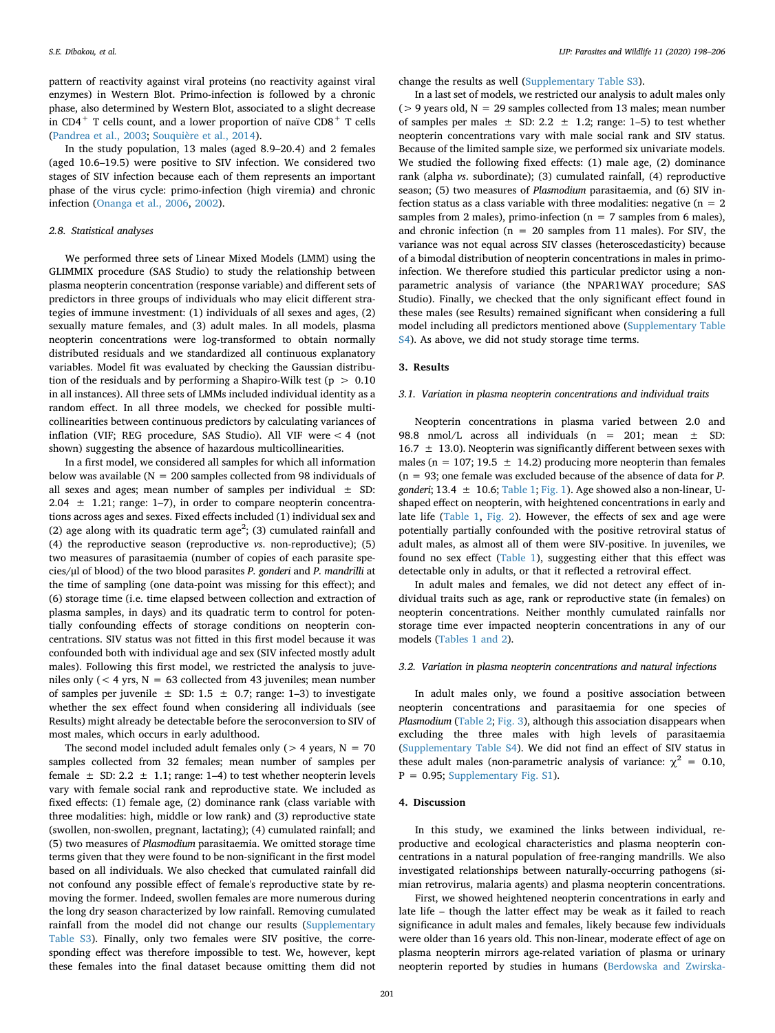pattern of reactivity against viral proteins (no reactivity against viral enzymes) in Western Blot. Primo-infection is followed by a chronic phase, also determined by Western Blot, associated to a slight decrease in $CD4^+$ T cells count, and a lower proportion of naïve $CD8^+$ T cells (Pandrea et al., 2003; Souquière et al., 2014).

In the study population, 13 males (aged 8.9–20.4) and 2 females (aged 10.6–19.5) were positive to SIV infection. We considered two stages of SIV infection because each of them represents an important phase of the virus cycle: primo-infection (high viremia) and chronic infection (Onanga et al., 2006, 2002).

### 2.8. Statistical analyses

We performed three sets of Linear Mixed Models (LMM) using the GLIMMIX procedure (SAS Studio) to study the relationship between plasma neopterin concentration (response variable) and different sets of predictors in three groups of individuals who may elicit different strategies of immune investment: (1) individuals of all sexes and ages, (2) sexually mature females, and (3) adult males. In all models, plasma neopterin concentrations were log-transformed to obtain normally distributed residuals and we standardized all continuous explanatory variables. Model fit was evaluated by checking the Gaussian distribution of the residuals and by performing a Shapiro-Wilk test ($p > 0.10$ in all instances). All three sets of LMMs included individual identity as a random effect. In all three models, we checked for possible multicollinearities between continuous predictors by calculating variances of inflation (VIF; REG procedure, SAS Studio). All VIF were < 4 (not shown) suggesting the absence of hazardous multicollinearities.

In a first model, we considered all samples for which all information below was available (N = 200 samples collected from 98 individuals of all sexes and ages; mean number of samples per individual ± SD: 2.04 ± 1.21; range: 1–7), in order to compare neopterin concentrations across ages and sexes. Fixed effects included (1) individual sex and (2) age along with its quadratic term $age^2$; (3) cumulated rainfall and (4) the reproductive season (reproductive *vs*. non-reproductive); (5) two measures of parasitaemia (number of copies of each parasite species/μl of blood) of the two blood parasites *P. gonderi* and *P. mandrilli* at the time of sampling (one data-point was missing for this effect); and (6) storage time (i.e. time elapsed between collection and extraction of plasma samples, in days) and its quadratic term to control for potentially confounding effects of storage conditions on neopterin concentrations. SIV status was not fitted in this first model because it was confounded both with individual age and sex (SIV infected mostly adult males). Following this first model, we restricted the analysis to juveniles only (< 4 yrs, N = 63 collected from 43 juveniles; mean number of samples per juvenile ± SD: 1.5 ± 0.7; range: 1–3) to investigate whether the sex effect found when considering all individuals (see Results) might already be detectable before the seroconversion to SIV of most males, which occurs in early adulthood.

The second model included adult females only (> 4 years, N = 70 samples collected from 32 females; mean number of samples per female ± SD: 2.2 ± 1.1; range: 1–4) to test whether neopterin levels vary with female social rank and reproductive state. We included as fixed effects: (1) female age, (2) dominance rank (class variable with three modalities: high, middle or low rank) and (3) reproductive state (swollen, non-swollen, pregnant, lactating); (4) cumulated rainfall; and (5) two measures of *Plasmodium* parasitaemia. We omitted storage time terms given that they were found to be non-significant in the first model based on all individuals. We also checked that cumulated rainfall did not confound any possible effect of female's reproductive state by removing the former. Indeed, swollen females are more numerous during the long dry season characterized by low rainfall. Removing cumulated rainfall from the model did not change our results (Supplementary Table S3). Finally, only two females were SIV positive, the corresponding effect was therefore impossible to test. We, however, kept these females into the final dataset because omitting them did not change the results as well (Supplementary Table S3).

In a last set of models, we restricted our analysis to adult males only (> 9 years old, N = 29 samples collected from 13 males; mean number of samples per males ± SD: 2.2 ± 1.2; range: 1–5) to test whether neopterin concentrations vary with male social rank and SIV status. Because of the limited sample size, we performed six univariate models. We studied the following fixed effects: (1) male age, (2) dominance rank (alpha *vs*. subordinate); (3) cumulated rainfall, (4) reproductive season; (5) two measures of *Plasmodium* parasitaemia, and (6) SIV infection status as a class variable with three modalities: negative (n = 2 samples from 2 males), primo-infection (n = 7 samples from 6 males), and chronic infection (n = 20 samples from 11 males). For SIV, the variance was not equal across SIV classes (heteroscedasticity) because of a bimodal distribution of neopterin concentrations in males in primo-infection. We therefore studied this particular predictor using a non-parametric analysis of variance (the NPAR1WAY procedure; SAS Studio). Finally, we checked that the only significant effect found in these males (see Results) remained significant when considering a full model including all predictors mentioned above (Supplementary Table S4). As above, we did not study storage time terms.

## 3. Results

### 3.1. Variation in plasma neopterin concentrations and individual traits

Neopterin concentrations in plasma varied between 2.0 and 98.8 nmol/L across all individuals (n = 201; mean ± SD: 16.7 ± 13.0). Neopterin was significantly different between sexes with males (n = 107; 19.5 ± 14.2) producing more neopterin than females (n = 93; one female was excluded because of the absence of data for *P. gonderi*; 13.4 ± 10.6; Table 1; Fig. 1). Age showed also a non-linear, U-shaped effect on neopterin, with heightened concentrations in early and late life (Table 1, Fig. 2). However, the effects of sex and age were potentially partially confounded with the positive retroviral status of adult males, as almost all of them were SIV-positive. In juveniles, we found no sex effect (Table 1), suggesting either that this effect was detectable only in adults, or that it reflected a retroviral effect.

In adult males and females, we did not detect any effect of individual traits such as age, rank or reproductive state (in females) on neopterin concentrations. Neither monthly cumulated rainfalls nor storage time ever impacted neopterin concentrations in any of our models (Tables 1 and 2).

### 3.2. Variation in plasma neopterin concentrations and natural infections

In adult males only, we found a positive association between neopterin concentrations and parasitaemia for one species of *Plasmodium* (Table 2; Fig. 3), although this association disappears when excluding the three males with high levels of parasitaemia (Supplementary Table S4). We did not find an effect of SIV status in these adult males (non-parametric analysis of variance: $\chi^2 = 0.10$, P = 0.95; Supplementary Fig. S1).

## 4. Discussion

In this study, we examined the links between individual, reproductive and ecological characteristics and plasma neopterin concentrations in a natural population of free-ranging mandrills. We also investigated relationships between naturally-occurring pathogens (simian retrovirus, malaria agents) and plasma neopterin concentrations.

First, we showed heightened neopterin concentrations in early and late life – though the latter effect may be weak as it failed to reach significance in adult males and females, likely because few individuals were older than 16 years old. This non-linear, moderate effect of age on plasma neopterin mirrors age-related variation of plasma or urinary neopterin reported by studies in humans (Berdowska and Zwirska-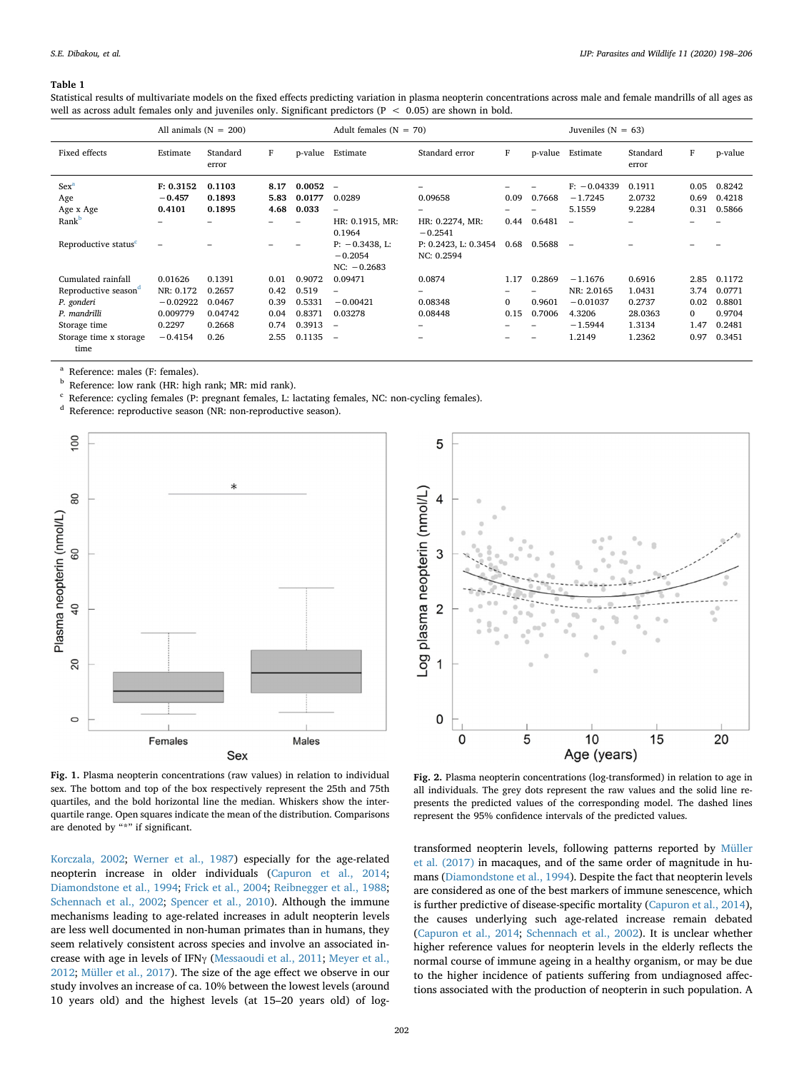**Table 1**

Statistical results of multivariate models on the fixed effects predicting variation in plasma neopterin concentrations across male and female mandrills of all ages as well as across adult females only and juveniles only. Significant predictors (P < 0.05) are shown in bold.

| | All animals (N = 200) | | | | Adult females (N = 70) | | | | Juveniles (N = 63) | | | |
|---|---|---|---|---|---|---|---|---|---|---|---|---|
| Fixed effects | Estimate | Standard error | F | p-value | Estimate | Standard error | F | p-value | Estimate | Standard error | F | p-value |
| Sex[a] | **F: 0.3152** | **0.1103** | **8.17** | **0.0052** | – | – | – | – | F: −0.04339 | 0.1911 | 0.05 | 0.8242 |
| Age | **−0.457** | **0.1893** | **5.83** | **0.0177** | 0.0289 | 0.09658 | 0.09 | 0.7668 | −1.7245 | 2.0732 | 0.69 | 0.4218 |
| Age x Age | **0.4101** | **0.1895** | **4.68** | **0.033** | – | – | – | – | 5.1559 | 9.2284 | 0.31 | 0.5866 |
| Rank[b] | – | – | – | – | HR: 0.1915, MR: 0.1964 | HR: 0.2274, MR: −0.2541 | 0.44 | 0.6481 | – | – | – | – |
| Reproductive status[c] | – | – | – | – | P: −0.3438, L: −0.2054 NC: −0.2683 | P: 0.2423, L: 0.3454 NC: 0.2594 | 0.68 | 0.5688 | – | – | – | – |
| Cumulated rainfall | 0.01626 | 0.1391 | 0.01 | 0.9072 | 0.09471 | 0.0874 | 1.17 | 0.2869 | −1.1676 | 0.6916 | 2.85 | 0.1172 |
| Reproductive season[d] | NR: 0.172 | 0.2657 | 0.42 | 0.519 | – | – | – | – | NR: 2.0165 | 1.0431 | 3.74 | 0.0771 |
| *P. gonderi* | −0.02922 | 0.0467 | 0.39 | 0.5331 | −0.00421 | 0.08348 | 0 | 0.9601 | −0.01037 | 0.2737 | 0.02 | 0.8801 |
| *P. mandrilli* | 0.009779 | 0.04742 | 0.04 | 0.8371 | 0.03278 | 0.08448 | 0.15 | 0.7006 | 4.3206 | 28.0363 | 0 | 0.9704 |
| Storage time | 0.2297 | 0.2668 | 0.74 | 0.3913 | – | – | – | – | −1.5944 | 1.3134 | 1.47 | 0.2481 |
| Storage time x storage time | −0.4154 | 0.26 | 2.55 | 0.1135 | – | – | – | – | 1.2149 | 1.2362 | 0.97 | 0.3451 |

[a] Reference: males (F: females).
[b] Reference: low rank (HR: high rank; MR: mid rank).
[c] Reference: cycling females (P: pregnant females, L: lactating females, NC: non-cycling females).
[d] Reference: reproductive season (NR: non-reproductive season).

**Fig. 1.** Plasma neopterin concentrations (raw values) in relation to individual sex. The bottom and top of the box respectively represent the 25th and 75th quartiles, and the bold horizontal line the median. Whiskers show the interquartile range. Open squares indicate the mean of the distribution. Comparisons are denoted by "*" if significant.

**Fig. 2.** Plasma neopterin concentrations (log-transformed) in relation to age in all individuals. The grey dots represent the raw values and the solid line represents the predicted values of the corresponding model. The dashed lines represent the 95% confidence intervals of the predicted values.

Korczala, 2002; Werner et al., 1987) especially for the age-related neopterin increase in older individuals (Capuron et al., 2014; Diamondstone et al., 1994; Frick et al., 2004; Reibnegger et al., 1988; Schennach et al., 2002; Spencer et al., 2010). Although the immune mechanisms leading to age-related increases in adult neopterin levels are less well documented in non-human primates than in humans, they seem relatively consistent across species and involve an associated increase with age in levels of IFNγ (Messaoudi et al., 2011; Meyer et al., 2012; Müller et al., 2017). The size of the age effect we observe in our study involves an increase of ca. 10% between the lowest levels (around 10 years old) and the highest levels (at 15–20 years old) of log-transformed neopterin levels, following patterns reported by Müller et al. (2017) in macaques, and of the same order of magnitude in humans (Diamondstone et al., 1994). Despite the fact that neopterin levels are considered as one of the best markers of immune senescence, which is further predictive of disease-specific mortality (Capuron et al., 2014), the causes underlying such age-related increase remain debated (Capuron et al., 2014; Schennach et al., 2002). It is unclear whether higher reference values for neopterin levels in the elderly reflects the normal course of immune ageing in a healthy organism, or may be due to the higher incidence of patients suffering from undiagnosed affections associated with the production of neopterin in such population. A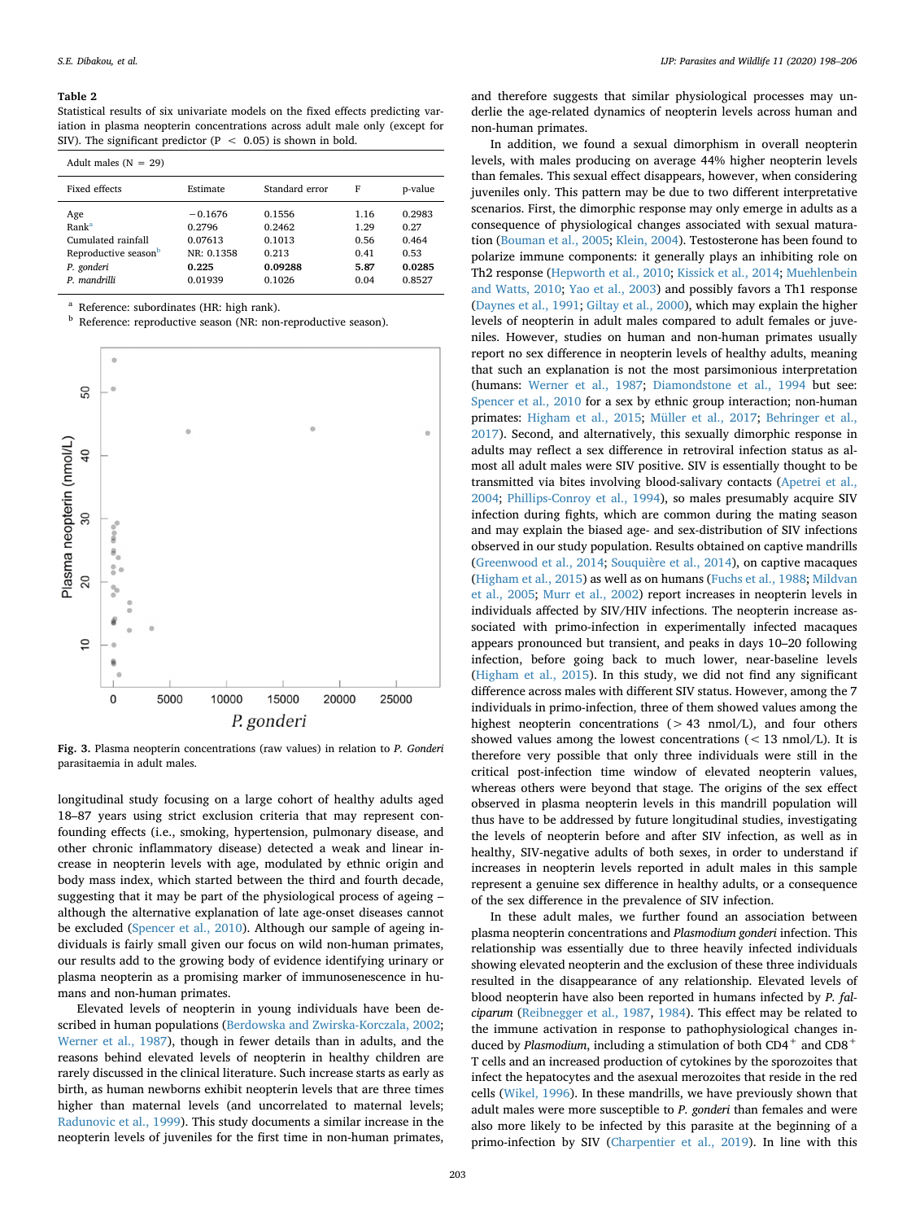**Table 2**
Statistical results of six univariate models on the fixed effects predicting variation in plasma neopterin concentrations across adult male only (except for SIV). The significant predictor ($P < 0.05$) is shown in bold.

| Adult males (N = 29) | | | | |
|---|---|---|---|---|
| Fixed effects | Estimate | Standard error | F | p-value |
| Age | −0.1676 | 0.1556 | 1.16 | 0.2983 |
| Rank[a] | 0.2796 | 0.2462 | 1.29 | 0.27 |
| Cumulated rainfall | 0.07613 | 0.1013 | 0.56 | 0.464 |
| Reproductive season[b] | NR: 0.1358 | 0.213 | 0.41 | 0.53 |
| ***P. gonderi*** | **0.225** | **0.09288** | **5.87** | **0.0285** |
| *P. mandrilli* | 0.01939 | 0.1026 | 0.04 | 0.8527 |

[a] Reference: subordinates (HR: high rank).
[b] Reference: reproductive season (NR: non-reproductive season).

**Fig. 3.** Plasma neopterin concentrations (raw values) in relation to *P. Gonderi* parasitaemia in adult males.

longitudinal study focusing on a large cohort of healthy adults aged 18–87 years using strict exclusion criteria that may represent confounding effects (i.e., smoking, hypertension, pulmonary disease, and other chronic inflammatory disease) detected a weak and linear increase in neopterin levels with age, modulated by ethnic origin and body mass index, which started between the third and fourth decade, suggesting that it may be part of the physiological process of ageing – although the alternative explanation of late age-onset diseases cannot be excluded (Spencer et al., 2010). Although our sample of ageing individuals is fairly small given our focus on wild non-human primates, our results add to the growing body of evidence identifying urinary or plasma neopterin as a promising marker of immunosenescence in humans and non-human primates.

Elevated levels of neopterin in young individuals have been described in human populations (Berdowska and Zwirska-Korczala, 2002; Werner et al., 1987), though in fewer details than in adults, and the reasons behind elevated levels of neopterin in healthy children are rarely discussed in the clinical literature. Such increase starts as early as birth, as human newborns exhibit neopterin levels that are three times higher than maternal levels (and uncorrelated to maternal levels; Radunovic et al., 1999). This study documents a similar increase in the neopterin levels of juveniles for the first time in non-human primates, and therefore suggests that similar physiological processes may underlie the age-related dynamics of neopterin levels across human and non-human primates.

In addition, we found a sexual dimorphism in overall neopterin levels, with males producing on average 44% higher neopterin levels than females. This sexual effect disappears, however, when considering juveniles only. This pattern may be due to two different interpretative scenarios. First, the dimorphic response may only emerge in adults as a consequence of physiological changes associated with sexual maturation (Bouman et al., 2005; Klein, 2004). Testosterone has been found to polarize immune components: it generally plays an inhibiting role on Th2 response (Hepworth et al., 2010; Kissick et al., 2014; Muehlenbein and Watts, 2010; Yao et al., 2003) and possibly favors a Th1 response (Daynes et al., 1991; Giltay et al., 2000), which may explain the higher levels of neopterin in adult males compared to adult females or juveniles. However, studies on human and non-human primates usually report no sex difference in neopterin levels of healthy adults, meaning that such an explanation is not the most parsimonious interpretation (humans: Werner et al., 1987; Diamondstone et al., 1994 but see: Spencer et al., 2010 for a sex by ethnic group interaction; non-human primates: Higham et al., 2015; Müller et al., 2017; Behringer et al., 2017). Second, and alternatively, this sexually dimorphic response in adults may reflect a sex difference in retroviral infection status as almost all adult males were SIV positive. SIV is essentially thought to be transmitted via bites involving blood-salivary contacts (Apetrei et al., 2004; Phillips-Conroy et al., 1994), so males presumably acquire SIV infection during fights, which are common during the mating season and may explain the biased age- and sex-distribution of SIV infections observed in our study population. Results obtained on captive mandrills (Greenwood et al., 2014; Souquière et al., 2014), on captive macaques (Higham et al., 2015) as well as on humans (Fuchs et al., 1988; Mildvan et al., 2005; Murr et al., 2002) report increases in neopterin levels in individuals affected by SIV/HIV infections. The neopterin increase associated with primo-infection in experimentally infected macaques appears pronounced but transient, and peaks in days 10–20 following infection, before going back to much lower, near-baseline levels (Higham et al., 2015). In this study, we did not find any significant difference across males with different SIV status. However, among the 7 individuals in primo-infection, three of them showed values among the highest neopterin concentrations (> 43 nmol/L), and four others showed values among the lowest concentrations (< 13 nmol/L). It is therefore very possible that only three individuals were still in the critical post-infection time window of elevated neopterin values, whereas others were beyond that stage. The origins of the sex effect observed in plasma neopterin levels in this mandrill population will thus have to be addressed by future longitudinal studies, investigating the levels of neopterin before and after SIV infection, as well as in healthy, SIV-negative adults of both sexes, in order to understand if increases in neopterin levels reported in adult males in this sample represent a genuine sex difference in healthy adults, or a consequence of the sex difference in the prevalence of SIV infection.

In these adult males, we further found an association between plasma neopterin concentrations and *Plasmodium gonderi* infection. This relationship was essentially due to three heavily infected individuals showing elevated neopterin and the exclusion of these three individuals resulted in the disappearance of any relationship. Elevated levels of blood neopterin have also been reported in humans infected by *P. falciparum* (Reibnegger et al., 1987, 1984). This effect may be related to the immune activation in response to pathophysiological changes induced by *Plasmodium*, including a stimulation of both $CD4^+$ and $CD8^+$ T cells and an increased production of cytokines by the sporozoites that infect the hepatocytes and the asexual merozoites that reside in the red cells (Wikel, 1996). In these mandrills, we have previously shown that adult males were more susceptible to *P. gonderi* than females and were also more likely to be infected by this parasite at the beginning of a primo-infection by SIV (Charpentier et al., 2019). In line with this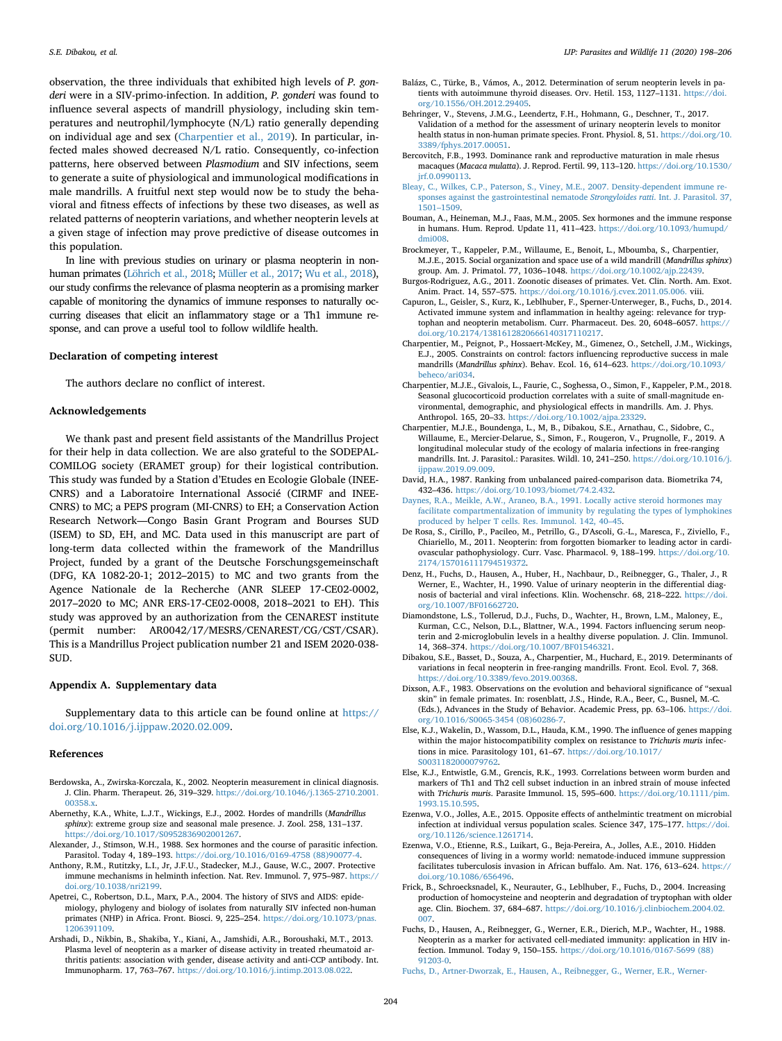observation, the three individuals that exhibited high levels of *P. gonderi* were in a SIV-primo-infection. In addition, *P. gonderi* was found to influence several aspects of mandrill physiology, including skin temperatures and neutrophil/lymphocyte (N/L) ratio generally depending on individual age and sex (Charpentier et al., 2019). In particular, infected males showed decreased N/L ratio. Consequently, co-infection patterns, here observed between *Plasmodium* and SIV infections, seem to generate a suite of physiological and immunological modifications in male mandrills. A fruitful next step would now be to study the behavioral and fitness effects of infections by these two diseases, as well as related patterns of neopterin variations, and whether neopterin levels at a given stage of infection may prove predictive of disease outcomes in this population.

In line with previous studies on urinary or plasma neopterin in non-human primates (Löhrich et al., 2018; Müller et al., 2017; Wu et al., 2018), our study confirms the relevance of plasma neopterin as a promising marker capable of monitoring the dynamics of immune responses to naturally occurring diseases that elicit an inflammatory stage or a Th1 immune response, and can prove a useful tool to follow wildlife health.

## Declaration of competing interest

The authors declare no conflict of interest.

## Acknowledgements

We thank past and present field assistants of the Mandrillus Project for their help in data collection. We are also grateful to the SODEPAL-COMILOG society (ERAMET group) for their logistical contribution. This study was funded by a Station d'Etudes en Ecologie Globale (INEE-CNRS) and a Laboratoire International Associé (CIRMF and INEE-CNRS) to MC; a PEPS program (MI-CNRS) to EH; a Conservation Action Research Network—Congo Basin Grant Program and Bourses SUD (ISEM) to SD, EH, and MC. Data used in this manuscript are part of long-term data collected within the framework of the Mandrillus Project, funded by a grant of the Deutsche Forschungsgemeinschaft (DFG, KA 1082-20-1; 2012–2015) to MC and two grants from the Agence Nationale de la Recherche (ANR SLEEP 17-CE02-0002, 2017–2020 to MC; ANR ERS-17-CE02-0008, 2018–2021 to EH). This study was approved by an authorization from the CENAREST institute (permit number: AR0042/17/MESRS/CENAREST/CG/CST/CSAR). This is a Mandrillus Project publication number 21 and ISEM 2020-038-SUD.

## Appendix A. Supplementary data

Supplementary data to this article can be found online at https://doi.org/10.1016/j.ijppaw.2020.02.009.

## References

Berdowska, A., Zwirska-Korczala, K., 2002. Neopterin measurement in clinical diagnosis. J. Clin. Pharm. Therapeut. 26, 319–329. https://doi.org/10.1046/j.1365-2710.2001.00358.x.

Abernethy, K.A., White, L.J.T., Wickings, E.J., 2002. Hordes of mandrills (*Mandrillus sphinx*): extreme group size and seasonal male presence. J. Zool. 258, 131–137. https://doi.org/10.1017/S0952836902001267.

Alexander, J., Stimson, W.H., 1988. Sex hormones and the course of parasitic infection. Parasitol. Today 4, 189–193. https://doi.org/10.1016/0169-4758 (88)90077-4.

Anthony, R.M., Rutitzky, L.I., Jr, J.F.U., Stadecker, M.J., Gause, W.C., 2007. Protective immune mechanisms in helminth infection. Nat. Rev. Immunol. 7, 975–987. https://doi.org/10.1038/nri2199.

Apetrei, C., Robertson, D.L., Marx, P.A., 2004. The history of SIVS and AIDS: epidemiology, phylogeny and biology of isolates from naturally SIV infected non-human primates (NHP) in Africa. Front. Biosci. 9, 225–254. https://doi.org/10.1073/pnas.1206391109.

Arshadi, D., Nikbin, B., Shakiba, Y., Kiani, A., Jamshidi, A.R., Boroushaki, M.T., 2013. Plasma level of neopterin as a marker of disease activity in treated rheumatoid arthritis patients: association with gender, disease activity and anti-CCP antibody. Int. Immunopharm. 17, 763–767. https://doi.org/10.1016/j.intimp.2013.08.022.

Balázs, C., Türke, B., Vámos, A., 2012. Determination of serum neopterin levels in patients with autoimmune thyroid diseases. Orv. Hetil. 153, 1127–1131. https://doi.org/10.1556/OH.2012.29405.

Behringer, V., Stevens, J.M.G., Leendertz, F.H., Hohmann, G., Deschner, T., 2017. Validation of a method for the assessment of urinary neopterin levels to monitor health status in non-human primate species. Front. Physiol. 8, 51. https://doi.org/10.3389/fphys.2017.00051.

Bercovitch, F.B., 1993. Dominance rank and reproductive maturation in male rhesus macaques (*Macaca mulatta*). J. Reprod. Fertil. 99, 113–120. https://doi.org/10.1530/jrf.0.0990113.

Bleay, C., Wilkes, C.P., Paterson, S., Viney, M.E., 2007. Density-dependent immune responses against the gastrointestinal nematode *Strongyloides ratti*. Int. J. Parasitol. 37, 1501–1509.

Bouman, A., Heineman, M.J., Faas, M.M., 2005. Sex hormones and the immune response in humans. Hum. Reprod. Update 11, 411–423. https://doi.org/10.1093/humupd/dmi008.

Brockmeyer, T., Kappeler, P.M., Willaume, E., Benoit, L., Mboumba, S., Charpentier, M.J.E., 2015. Social organization and space use of a wild mandrill (*Mandrillus sphinx*) group. Am. J. Primatol. 77, 1036–1048. https://doi.org/10.1002/ajp.22439.

Burgos-Rodriguez, A.G., 2011. Zoonotic diseases of primates. Vet. Clin. North. Am. Exot. Anim. Pract. 14, 557–575. https://doi.org/10.1016/j.cvex.2011.05.006. viii.

Capuron, L., Geisler, S., Kurz, K., Leblhuber, F., Sperner-Unterweger, B., Fuchs, D., 2014. Activated immune system and inflammation in healthy ageing: relevance for tryptophan and neopterin metabolism. Curr. Pharmaceut. Des. 20, 6048–6057. https://doi.org/10.2174/1381612820666140317110217.

Charpentier, M., Peignot, P., Hossaert-McKey, M., Gimenez, O., Setchell, J.M., Wickings, E.J., 2005. Constraints on control: factors influencing reproductive success in male mandrills (*Mandrillus sphinx*). Behav. Ecol. 16, 614–623. https://doi.org/10.1093/beheco/ari034.

Charpentier, M.J.E., Givalois, L., Faurie, C., Soghessa, O., Simon, F., Kappeler, P.M., 2018. Seasonal glucocorticoid production correlates with a suite of small-magnitude environmental, demographic, and physiological effects in mandrills. Am. J. Phys. Anthropol. 165, 20–33. https://doi.org/10.1002/ajpa.23329.

Charpentier, M.J.E., Boundenga, L., M, B., Dibakou, S.E., Arnathau, C., Sidobre, C., Willaume, E., Mercier-Delarue, S., Simon, F., Rougeron, V., Prugnolle, F., 2019. A longitudinal molecular study of the ecology of malaria infections in free-ranging mandrills. Int. J. Parasitol.: Parasites. Wildl. 10, 241–250. https://doi.org/10.1016/j.ijppaw.2019.09.009.

David, H.A., 1987. Ranking from unbalanced paired-comparison data. Biometrika 74, 432–436. https://doi.org/10.1093/biomet/74.2.432.

Daynes, R.A., Meikle, A.W., Araneo, B.A., 1991. Locally active steroid hormones may facilitate compartmentalization of immunity by regulating the types of lymphokines produced by helper T cells. Res. Immunol. 142, 40–45.

De Rosa, S., Cirillo, P., Pacileo, M., Petrillo, G., D'Ascoli, G.-L., Maresca, F., Ziviello, F., Chiariello, M., 2011. Neopterin: from forgotten biomarker to leading actor in cardiovascular pathophysiology. Curr. Vasc. Pharmacol. 9, 188–199. https://doi.org/10.2174/157016111794519372.

Denz, H., Fuchs, D., Hausen, A., Huber, H., Nachbaur, D., Reibnegger, G., Thaler, J., R Werner, E., Wachter, H., 1990. Value of urinary neopterin in the differential diagnosis of bacterial and viral infections. Klin. Wochenschr. 68, 218–222. https://doi.org/10.1007/BF01662720.

Diamondstone, L.S., Tollerud, D.J., Fuchs, D., Wachter, H., Brown, L.M., Maloney, E., Kurman, C.C., Nelson, D.L., Blattner, W.A., 1994. Factors influencing serum neopterin and 2-microglobulin levels in a healthy diverse population. J. Clin. Immunol. 14, 368–374. https://doi.org/10.1007/BF01546321.

Dibakou, S.E., Basset, D., Souza, A., Charpentier, M., Huchard, E., 2019. Determinants of variations in fecal neopterin in free-ranging mandrills. Front. Ecol. Evol. 7, 368. https://doi.org/10.3389/fevo.2019.00368.

Dixson, A.F., 1983. Observations on the evolution and behavioral significance of "sexual skin" in female primates. In: rosenblatt, J.S., Hinde, R.A., Beer, C., Busnel, M.-C. (Eds.), Advances in the Study of Behavior. Academic Press, pp. 63–106. https://doi.org/10.1016/S0065-3454 (08)60286-7.

Else, K.J., Wakelin, D., Wassom, D.L., Hauda, K.M., 1990. The influence of genes mapping within the major histocompatibility complex on resistance to *Trichuris muris* infections in mice. Parasitology 101, 61–67. https://doi.org/10.1017/S0031182000079762.

Else, K.J., Entwistle, G.M., Grencis, R.K., 1993. Correlations between worm burden and markers of Th1 and Th2 cell subset induction in an inbred strain of mouse infected with *Trichuris muris*. Parasite Immunol. 15, 595–600. https://doi.org/10.1111/pim.1993.15.10.595.

Ezenwa, V.O., Jolles, A.E., 2015. Opposite effects of anthelmintic treatment on microbial infection at individual versus population scales. Science 347, 175–177. https://doi.org/10.1126/science.1261714.

Ezenwa, V.O., Etienne, R.S., Luikart, G., Beja-Pereira, A., Jolles, A.E., 2010. Hidden consequences of living in a wormy world: nematode-induced immune suppression facilitates tuberculosis invasion in African buffalo. Am. Nat. 176, 613–624. https://doi.org/10.1086/656496.

Frick, B., Schroecksnadel, K., Neurauter, G., Leblhuber, F., Fuchs, D., 2004. Increasing production of homocysteine and neopterin and degradation of tryptophan with older age. Clin. Biochem. 37, 684–687. https://doi.org/10.1016/j.clinbiochem.2004.02.007.

Fuchs, D., Hausen, A., Reibnegger, G., Werner, E.R., Dierich, M.P., Wachter, H., 1988. Neopterin as a marker for activated cell-mediated immunity: application in HIV infection. Immunol. Today 9, 150–155. https://doi.org/10.1016/0167-5699 (88)91203-0.

Fuchs, D., Artner-Dworzak, E., Hausen, A., Reibnegger, G., Werner, E.R., Werner-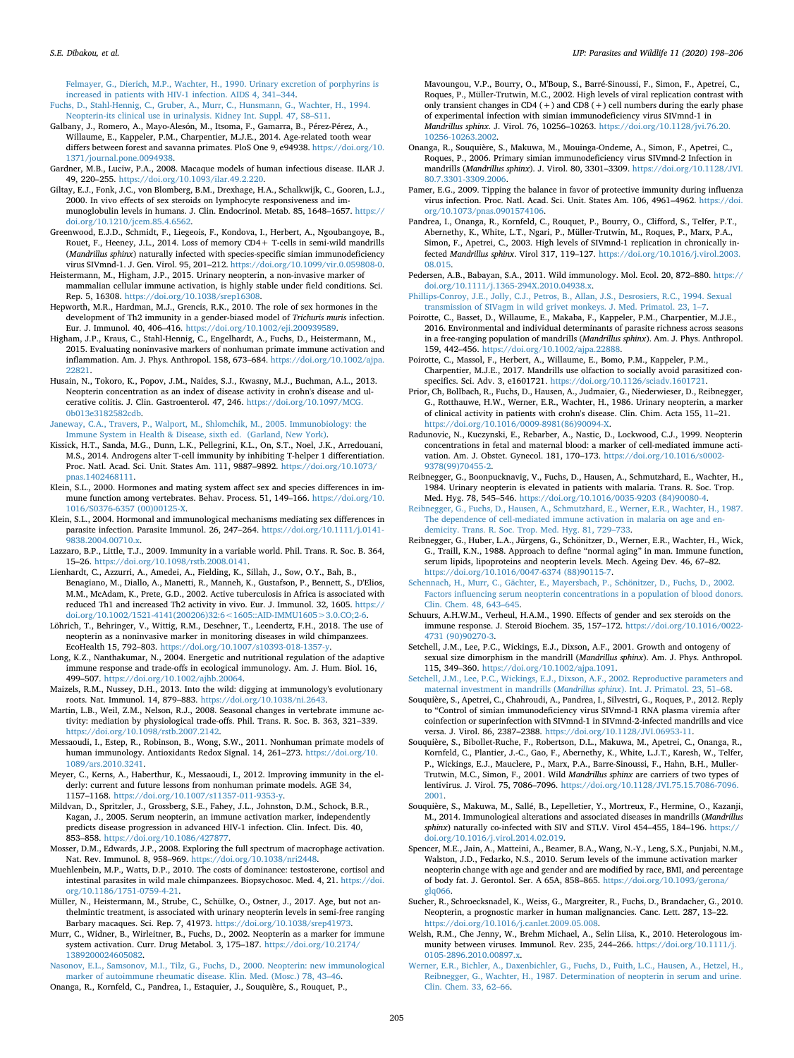Felmayer, G., Dierich, M.P., Wachter, H., 1990. Urinary excretion of porphyrins is increased in patients with HIV-1 infection. AIDS 4, 341–344.

Fuchs, D., Stahl-Hennig, C., Gruber, A., Murr, C., Hunsmann, G., Wachter, H., 1994. Neopterin-its clinical use in urinalysis. Kidney Int. Suppl. 47, S8–S11.

Galbany, J., Romero, A., Mayo-Alesón, M., Itsoma, F., Gamarra, B., Pérez-Pérez, A., Willaume, E., Kappeler, P.M., Charpentier, M.J.E., 2014. Age-related tooth wear differs between forest and savanna primates. PloS One 9, e94938. https://doi.org/10.1371/journal.pone.0094938.

Gardner, M.B., Luciw, P.A., 2008. Macaque models of human infectious disease. ILAR J. 49, 220–255. https://doi.org/10.1093/ilar.49.2.220.

Giltay, E.J., Fonk, J.C., von Blomberg, B.M., Drexhage, H.A., Schalkwijk, C., Gooren, L.J., 2000. In vivo effects of sex steroids on lymphocyte responsiveness and immunoglobulin levels in humans. J. Clin. Endocrinol. Metab. 85, 1648–1657. https://doi.org/10.1210/jcem.85.4.6562.

Greenwood, E.J.D., Schmidt, F., Liegeois, F., Kondova, I., Herbert, A., Ngoubangoye, B., Rouet, F., Heeney, J.L., 2014. Loss of memory CD4+ T-cells in semi-wild mandrills (*Mandrillus sphinx*) naturally infected with species-specific simian immunodeficiency virus SIVmnd-1. J. Gen. Virol. 95, 201–212. https://doi.org/10.1099/vir.0.059808-0.

Heistermann, M., Higham, J.P., 2015. Urinary neopterin, a non-invasive marker of mammalian cellular immune activation, is highly stable under field conditions. Sci. Rep. 5, 16308. https://doi.org/10.1038/srep16308.

Hepworth, M.R., Hardman, M.J., Grencis, R.K., 2010. The role of sex hormones in the development of Th2 immunity in a gender-biased model of *Trichuris muris* infection. Eur. J. Immunol. 40, 406–416. https://doi.org/10.1002/eji.200939589.

Higham, J.P., Kraus, C., Stahl-Hennig, C., Engelhardt, A., Fuchs, D., Heistermann, M., 2015. Evaluating noninvasive markers of nonhuman primate immune activation and inflammation. Am. J. Phys. Anthropol. 158, 673–684. https://doi.org/10.1002/ajpa.22821.

Husain, N., Tokoro, K., Popov, J.M., Naides, S.J., Kwasny, M.J., Buchman, A.L., 2013. Neopterin concentration as an index of disease activity in crohn's disease and ulcerative colitis. J. Clin. Gastroenterol. 47, 246. https://doi.org/10.1097/MCG.0b013e3182582cdb.

Janeway, C.A., Travers, P., Walport, M., Shlomchik, M., 2005. Immunobiology: the Immune System in Health & Disease, sixth ed. (Garland, New York).

Kissick, H.T., Sanda, M.G., Dunn, L.K., Pellegrini, K.L., On, S.T., Noel, J.K., Arredouani, M.S., 2014. Androgens alter T-cell immunity by inhibiting T-helper 1 differentiation. Proc. Natl. Acad. Sci. Unit. States Am. 111, 9887–9892. https://doi.org/10.1073/pnas.1402468111.

Klein, S.L., 2000. Hormones and mating system affect sex and species differences in immune function among vertebrates. Behav. Process. 51, 149–166. https://doi.org/10.1016/S0376-6357 (00)00125-X.

Klein, S.L., 2004. Hormonal and immunological mechanisms mediating sex differences in parasite infection. Parasite Immunol. 26, 247–264. https://doi.org/10.1111/j.0141-9838.2004.00710.x.

Lazzaro, B.P., Little, T.J., 2009. Immunity in a variable world. Phil. Trans. R. Soc. B. 364, 15–26. https://doi.org/10.1098/rstb.2008.0141.

Lienhardt, C., Azzurri, A., Amedei, A., Fielding, K., Sillah, J., Sow, O.Y., Bah, B., Benagiano, M., Diallo, A., Manetti, R., Manneh, K., Gustafson, P., Bennett, S., D'Elios, M.M., McAdam, K., Prete, G.D., 2002. Active tuberculosis in Africa is associated with reduced Th1 and increased Th2 activity in vivo. Eur. J. Immunol. 32, 1605. https://doi.org/10.1002/1521-4141(200206)32:6<1605::AID-IMMU1605>3.0.CO;2-6.

Löhrich, T., Behringer, V., Wittig, R.M., Deschner, T., Leendertz, F.H., 2018. The use of neopterin as a noninvasive marker in monitoring diseases in wild chimpanzees. EcoHealth 15, 792–803. https://doi.org/10.1007/s10393-018-1357-y.

Long, K.Z., Nanthakumar, N., 2004. Energetic and nutritional regulation of the adaptive immune response and trade-offs in ecological immunology. Am. J. Hum. Biol. 16, 499–507. https://doi.org/10.1002/ajhb.20064.

Maizels, R.M., Nussey, D.H., 2013. Into the wild: digging at immunology's evolutionary roots. Nat. Immunol. 14, 879–883. https://doi.org/10.1038/ni.2643.

Martin, L.B., Weil, Z.M., Nelson, R.J., 2008. Seasonal changes in vertebrate immune activity: mediation by physiological trade-offs. Phil. Trans. R. Soc. B. 363, 321–339. https://doi.org/10.1098/rstb.2007.2142.

Messaoudi, I., Estep, R., Robinson, B., Wong, S.W., 2011. Nonhuman primate models of human immunology. Antioxidants Redox Signal. 14, 261–273. https://doi.org/10.1089/ars.2010.3241.

Meyer, C., Kerns, A., Haberthur, K., Messaoudi, I., 2012. Improving immunity in the elderly: current and future lessons from nonhuman primate models. AGE 34, 1157–1168. https://doi.org/10.1007/s11357-011-9353-y.

Mildvan, D., Spritzler, J., Grossberg, S.E., Fahey, J.L., Johnston, D.M., Schock, B.R., Kagan, J., 2005. Serum neopterin, an immune activation marker, independently predicts disease progression in advanced HIV-1 infection. Clin. Infect. Dis. 40, 853–858. https://doi.org/10.1086/427877.

Mosser, D.M., Edwards, J.P., 2008. Exploring the full spectrum of macrophage activation. Nat. Rev. Immunol. 8, 958–969. https://doi.org/10.1038/nri2448.

Muehlenbein, M.P., Watts, D.P., 2010. The costs of dominance: testosterone, cortisol and intestinal parasites in wild male chimpanzees. Biopsychosoc. Med. 4, 21. https://doi.org/10.1186/1751-0759-4-21.

Müller, N., Heistermann, M., Strube, C., Schülke, O., Ostner, J., 2017. Age, but not anthelmintic treatment, is associated with urinary neopterin levels in semi-free ranging Barbary macaques. Sci. Rep. 7, 41973. https://doi.org/10.1038/srep41973.

Murr, C., Widner, B., Wirleitner, B., Fuchs, D., 2002. Neopterin as a marker for immune system activation. Curr. Drug Metabol. 3, 175–187. https://doi.org/10.2174/1389200024605082.

Nasonov, E.L., Samsonov, M.I., Tilz, G., Fuchs, D., 2000. Neopterin: new immunological marker of autoimmune rheumatic disease. Klin. Med. (Mosc.) 78, 43–46.

Onanga, R., Kornfeld, C., Pandrea, I., Estaquier, J., Souquière, S., Rouquet, P., Mavoungou, V.P., Bourry, O., M'Boup, S., Barré-Sinoussi, F., Simon, F., Apetrei, C., Roques, P., Müller-Trutwin, M.C., 2002. High levels of viral replication contrast with only transient changes in CD4 (+) and CD8 (+) cell numbers during the early phase of experimental infection with simian immunodeficiency virus SIVmnd-1 in *Mandrillus sphinx*. J. Virol. 76, 10256–10263. https://doi.org/10.1128/jvi.76.20.10256-10263.2002.

Onanga, R., Souquière, S., Makuwa, M., Mouinga-Ondeme, A., Simon, F., Apetrei, C., Roques, P., 2006. Primary simian immunodeficiency virus SIVmnd-2 Infection in mandrills (*Mandrillus sphinx*). J. Virol. 80, 3301–3309. https://doi.org/10.1128/JVI.80.7.3301-3309.2006.

Pamer, E.G., 2009. Tipping the balance in favor of protective immunity during influenza virus infection. Proc. Natl. Acad. Sci. Unit. States Am. 106, 4961–4962. https://doi.org/10.1073/pnas.0901574106.

Pandrea, I., Onanga, R., Kornfeld, C., Rouquet, P., Bourry, O., Clifford, S., Telfer, P.T., Abernethy, K., White, L.T., Ngari, P., Müller-Trutwin, M., Roques, P., Marx, P.A., Simon, F., Apetrei, C., 2003. High levels of SIVmnd-1 replication in chronically infected *Mandrillus sphinx*. Virol 317, 119–127. https://doi.org/10.1016/j.virol.2003.08.015.

Pedersen, A.B., Babayan, S.A., 2011. Wild immunology. Mol. Ecol. 20, 872–880. https://doi.org/10.1111/j.1365-294X.2010.04938.x.

Phillips-Conroy, J.E., Jolly, C.J., Petros, B., Allan, J.S., Desrosiers, R.C., 1994. Sexual transmission of SIVagm in wild grivet monkeys. J. Med. Primatol. 23, 1–7.

Poirotte, C., Basset, D., Willaume, E., Makaba, F., Kappeler, P.M., Charpentier, M.J.E., 2016. Environmental and individual determinants of parasite richness across seasons in a free-ranging population of mandrills (*Mandrillus sphinx*). Am. J. Phys. Anthropol. 159, 442–456. https://doi.org/10.1002/ajpa.22888.

Poirotte, C., Massol, F., Herbert, A., Willaume, E., Bomo, P.M., Kappeler, P.M., Charpentier, M.J.E., 2017. Mandrills use olfaction to socially avoid parasitized conspecifics. Sci. Adv. 3, e1601721. https://doi.org/10.1126/sciadv.1601721.

Prior, Ch, Bollbach, R., Fuchs, D., Hausen, A., Judmaier, G., Niederwieser, D., Reibnegger, G., Rotthauwe, H.W., Werner, E.R., Wachter, H., 1986. Urinary neopterin, a marker of clinical activity in patients with crohn's disease. Clin. Chim. Acta 155, 11–21. https://doi.org/10.1016/0009-8981(86)90094-X.

Radunovic, N., Kuczynski, E., Rebarber, A., Nastic, D., Lockwood, C.J., 1999. Neopterin concentrations in fetal and maternal blood: a marker of cell-mediated immune activation. Am. J. Obset. Gynecol. 181, 170–173. https://doi.org/10.1016/s0002-9378(99)70455-2.

Reibnegger, G., Boonpucknavig, V., Fuchs, D., Hausen, A., Schmutzhard, E., Wachter, H., 1984. Urinary neopterin is elevated in patients with malaria. Trans. R. Soc. Trop. Med. Hyg. 78, 545–546. https://doi.org/10.1016/0035-9203 (84)90080-4.

Reibnegger, G., Fuchs, D., Hausen, A., Schmutzhard, E., Werner, E.R., Wachter, H., 1987. The dependence of cell-mediated immune activation in malaria on age and endemicity. Trans. R. Soc. Trop. Med. Hyg. 81, 729–733.

Reibnegger, G., Huber, L.A., Jürgens, G., Schönitzer, D., Werner, E.R., Wachter, H., Wick, G., Traill, K.N., 1988. Approach to define "normal aging" in man. Immune function, serum lipids, lipoproteins and neopterin levels. Mech. Ageing Dev. 46, 67–82. https://doi.org/10.1016/0047-6374 (88)90115-7.

Schennach, H., Murr, C., Gächter, E., Mayersbach, P., Schönitzer, D., Fuchs, D., 2002. Factors influencing serum neopterin concentrations in a population of blood donors. Clin. Chem. 48, 643–645.

Schuurs, A.H.W.M., Verheul, H.A.M., 1990. Effects of gender and sex steroids on the immune response. J. Steroid Biochem. 35, 157–172. https://doi.org/10.1016/0022-4731 (90)90270-3.

Setchell, J.M., Lee, P.C., Wickings, E.J., Dixson, A.F., 2001. Growth and ontogeny of sexual size dimorphism in the mandrill (*Mandrillus sphinx*). Am. J. Phys. Anthropol. 115, 349–360. https://doi.org/10.1002/ajpa.1091.

Setchell, J.M., Lee, P.C., Wickings, E.J., Dixson, A.F., 2002. Reproductive parameters and maternal investment in mandrills (*Mandrillus sphinx*). Int. J. Primatol. 23, 51–68.

Souquière, S., Apetrei, C., Chahroudi, A., Pandrea, I., Silvestri, G., Roques, P., 2012. Reply to "Control of simian immunodeficiency virus SIVmnd-1 RNA plasma viremia after coinfection or superinfection with SIVmnd-1 in SIVmnd-2-infected mandrills and vice versa. J. Virol. 86, 2387–2388. https://doi.org/10.1128/JVI.06953-11.

Souquière, S., Bibollet-Ruche, F., Robertson, D.L., Makuwa, M., Apetrei, C., Onanga, R., Kornfeld, C., Plantier, J.-C., Gao, F., Abernethy, K., White, L.J.T., Karesh, W., Telfer, P., Wickings, E.J., Mauclere, P., Marx, P.A., Barre-Sinoussi, F., Hahn, B.H., Muller-Trutwin, M.C., Simon, F., 2001. Wild *Mandrillus sphinx* are carriers of two types of lentivirus. J. Virol. 75, 7086–7096. https://doi.org/10.1128/JVI.75.15.7086-7096.2001.

Souquière, S., Makuwa, M., Sallé, B., Lepelletier, Y., Mortreux, F., Hermine, O., Kazanji, M., 2014. Immunological alterations and associated diseases in mandrills (*Mandrillus sphinx*) naturally co-infected with SIV and STLV. Virol 454–455, 184–196. https://doi.org/10.1016/j.virol.2014.02.019.

Spencer, M.E., Jain, A., Matteini, A., Beamer, B.A., Wang, N.-Y., Leng, S.X., Punjabi, N.M., Walston, J.D., Fedarko, N.S., 2010. Serum levels of the immune activation marker neopterin change with age and gender and are modified by race, BMI, and percentage of body fat. J. Gerontol. Ser. A 65A, 858–865. https://doi.org/10.1093/gerona/glq066.

Sucher, R., Schroecksnadel, K., Weiss, G., Margreiter, R., Fuchs, D., Brandacher, G., 2010. Neopterin, a prognostic marker in human malignancies. Canc. Lett. 287, 13–22. https://doi.org/10.1016/j.canlet.2009.05.008.

Welsh, R.M., Che Jenny, W., Brehm Michael, A., Selin Liisa, K., 2010. Heterologous immunity between viruses. Immunol. Rev. 235, 244–266. https://doi.org/10.1111/j.0105-2896.2010.00897.x.

Werner, E.R., Bichler, A., Daxenbichler, G., Fuchs, D., Fuith, L.C., Hausen, A., Hetzel, H., Reibnegger, G., Wachter, H., 1987. Determination of neopterin in serum and urine. Clin. Chem. 33, 62–66.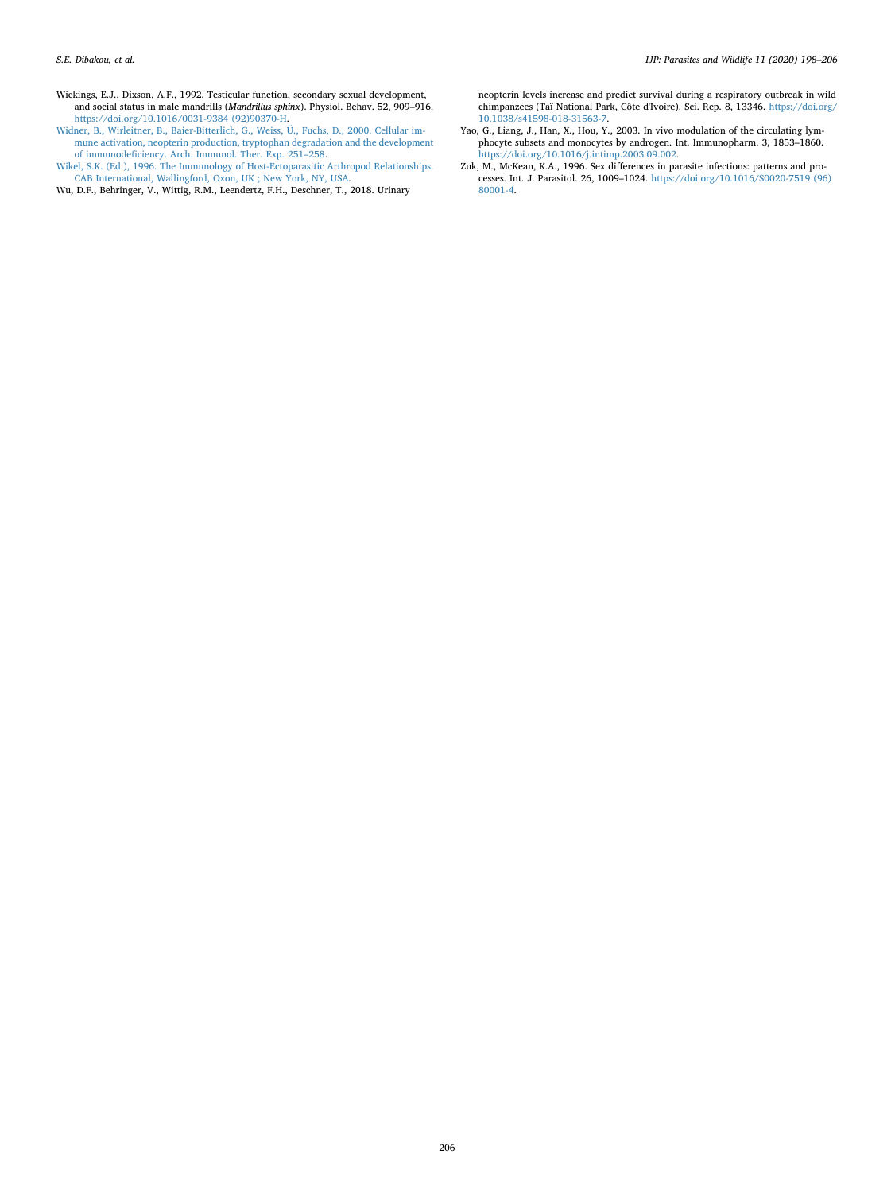Wickings, E.J., Dixson, A.F., 1992. Testicular function, secondary sexual development, and social status in male mandrills (*Mandrillus sphinx*). Physiol. Behav. 52, 909–916. https://doi.org/10.1016/0031-9384 (92)90370-H.

Widner, B., Wirleitner, B., Baier-Bitterlich, G., Weiss, Ü., Fuchs, D., 2000. Cellular immune activation, neopterin production, tryptophan degradation and the development of immunodeficiency. Arch. Immunol. Ther. Exp. 251–258.

Wikel, S.K. (Ed.), 1996. The Immunology of Host-Ectoparasitic Arthropod Relationships. CAB International, Wallingford, Oxon, UK ; New York, NY, USA.

Wu, D.F., Behringer, V., Wittig, R.M., Leendertz, F.H., Deschner, T., 2018. Urinary neopterin levels increase and predict survival during a respiratory outbreak in wild chimpanzees (Taï National Park, Côte d'Ivoire). Sci. Rep. 8, 13346. https://doi.org/10.1038/s41598-018-31563-7.

Yao, G., Liang, J., Han, X., Hou, Y., 2003. In vivo modulation of the circulating lymphocyte subsets and monocytes by androgen. Int. Immunopharm. 3, 1853–1860. https://doi.org/10.1016/j.intimp.2003.09.002.

Zuk, M., McKean, K.A., 1996. Sex differences in parasite infections: patterns and processes. Int. J. Parasitol. 26, 1009–1024. https://doi.org/10.1016/S0020-7519 (96)80001-4.